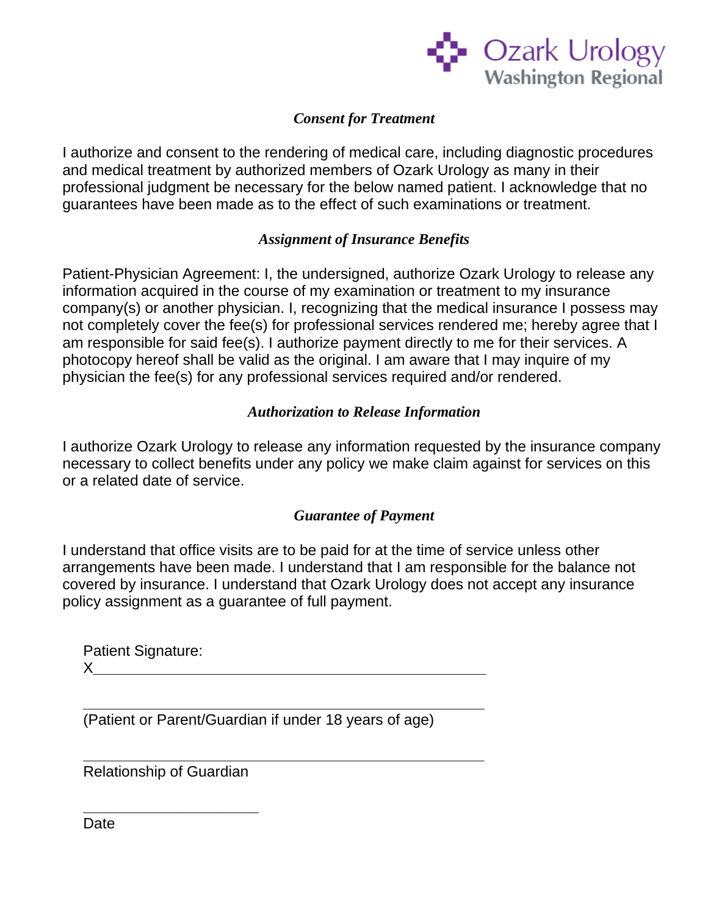Ozark Urology
Washington Regional

## *Consent for Treatment*

I authorize and consent to the rendering of medical care, including diagnostic procedures and medical treatment by authorized members of Ozark Urology as many in their professional judgment be necessary for the below named patient. I acknowledge that no guarantees have been made as to the effect of such examinations or treatment.

## *Assignment of Insurance Benefits*

Patient-Physician Agreement: I, the undersigned, authorize Ozark Urology to release any information acquired in the course of my examination or treatment to my insurance company(s) or another physician. I, recognizing that the medical insurance I possess may not completely cover the fee(s) for professional services rendered me; hereby agree that I am responsible for said fee(s). I authorize payment directly to me for their services. A photocopy hereof shall be valid as the original. I am aware that I may inquire of my physician the fee(s) for any professional services required and/or rendered.

## *Authorization to Release Information*

I authorize Ozark Urology to release any information requested by the insurance company necessary to collect benefits under any policy we make claim against for services on this or a related date of service.

## *Guarantee of Payment*

I understand that office visits are to be paid for at the time of service unless other arrangements have been made. I understand that I am responsible for the balance not covered by insurance. I understand that Ozark Urology does not accept any insurance policy assignment as a guarantee of full payment.

Patient Signature:
X______________________________________________

______________________________________________
(Patient or Parent/Guardian if under 18 years of age)

______________________________________________
Relationship of Guardian

______________________
Date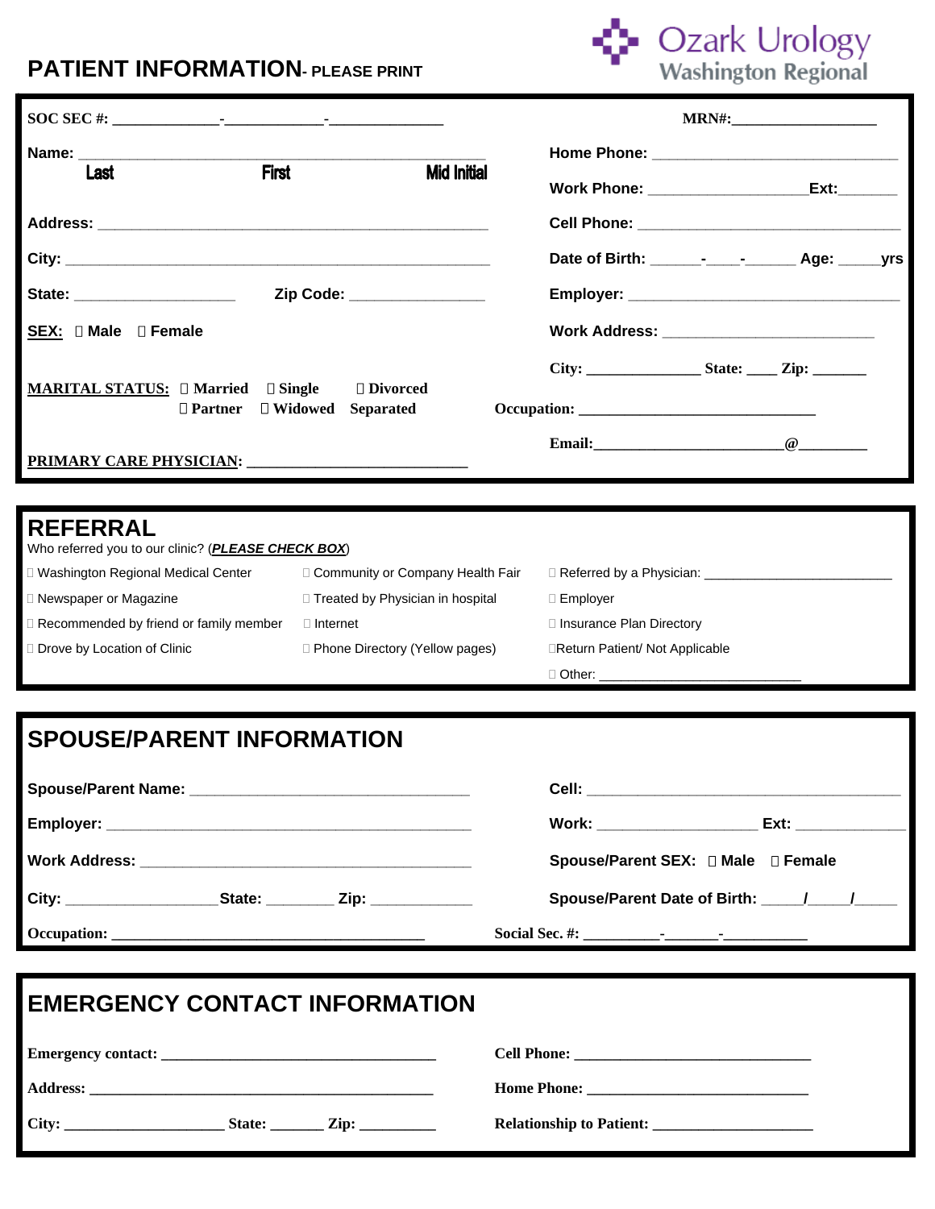# PATIENT INFORMATION- PLEASE PRINT

Ozark Urology
Washington Regional

SOC SEC #: ____________-___________-_____________

MRN#:_________________

Name: ____________________________________________
Last First Mid Initial

Home Phone: ___________________________

Work Phone: _________________Ext:_______

Address: ____________________________________________

Cell Phone: ____________________________

City: ______________________________________________

Date of Birth: ______-____-______ Age: _____yrs

State: _________________ Zip Code: ______________

Employer: ______________________________

SEX: ☐ Male ☐ Female

Work Address: _______________________

MARITAL STATUS: ☐ Married ☐ Single ☐ Divorced ☐ Partner ☐ Widowed Separated

City: _____________ State: ____ Zip: _______

Occupation: ___________________________

PRIMARY CARE PHYSICIAN: _________________________

Email:_______________________@________

## REFERRAL

Who referred you to our clinic? (***PLEASE CHECK BOX***)

- ☐ Washington Regional Medical Center
- ☐ Newspaper or Magazine
- ☐ Recommended by friend or family member
- ☐ Drove by Location of Clinic
- ☐ Community or Company Health Fair
- ☐ Treated by Physician in hospital
- ☐ Internet
- ☐ Phone Directory (Yellow pages)
- ☐ Referred by a Physician: ______________________
- ☐ Employer
- ☐ Insurance Plan Directory
- ☐ Return Patient/ Not Applicable
- ☐ Other: _________________________

## SPOUSE/PARENT INFORMATION

Spouse/Parent Name: ______________________________

Cell: _________________________________

Employer: ___________________________________________

Work: _________________ Ext: ___________

Work Address: _____________________________________

Spouse/Parent SEX: ☐ Male ☐ Female

City: ________________State: ________ Zip: ___________

Spouse/Parent Date of Birth: _____/_____/_____

Occupation: ___________________________________

Social Sec. #: _________-_______-__________

## EMERGENCY CONTACT INFORMATION

Emergency contact: _______________________________

Cell Phone: ___________________________

Address: ________________________________________

Home Phone: __________________________

City: ___________________ State: _______ Zip: _________

Relationship to Patient: ___________________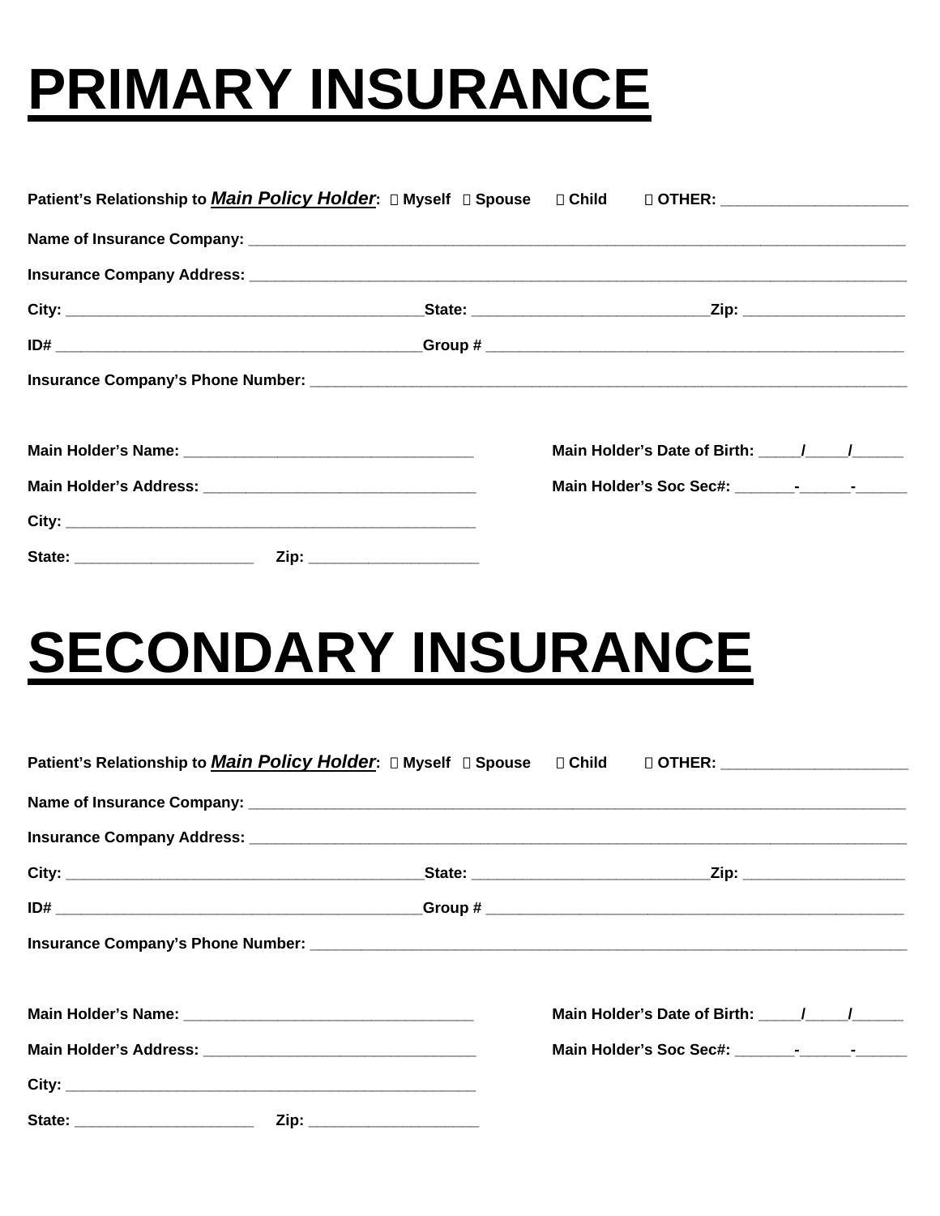# PRIMARY INSURANCE

**Patient's Relationship to *Main Policy Holder*:** ☐ **Myself** ☐ **Spouse** ☐ **Child** ☐ **OTHER:** ______________________

**Name of Insurance Company:** ______________________________________________________________________________

**Insurance Company Address:** ______________________________________________________________________________

**City:** ___________________________________________ **State:** ____________________________ **Zip:** ___________________

**ID#** ___________________________________________ **Group #** __________________________________________________

**Insurance Company's Phone Number:** _______________________________________________________________________

**Main Holder's Name:** __________________________________ **Main Holder's Date of Birth:** _____/_____/______

**Main Holder's Address:** ________________________________ **Main Holder's Soc Sec#:** _______-______-______

**City:** _________________________________________________

**State:** _____________________ **Zip:** ____________________

# SECONDARY INSURANCE

**Patient's Relationship to *Main Policy Holder*:** ☐ **Myself** ☐ **Spouse** ☐ **Child** ☐ **OTHER:** ______________________

**Name of Insurance Company:** ______________________________________________________________________________

**Insurance Company Address:** ______________________________________________________________________________

**City:** ___________________________________________ **State:** ____________________________ **Zip:** ___________________

**ID#** ___________________________________________ **Group #** __________________________________________________

**Insurance Company's Phone Number:** _______________________________________________________________________

**Main Holder's Name:** __________________________________ **Main Holder's Date of Birth:** _____/_____/______

**Main Holder's Address:** ________________________________ **Main Holder's Soc Sec#:** _______-______-______

**City:** _________________________________________________

**State:** _____________________ **Zip:** ____________________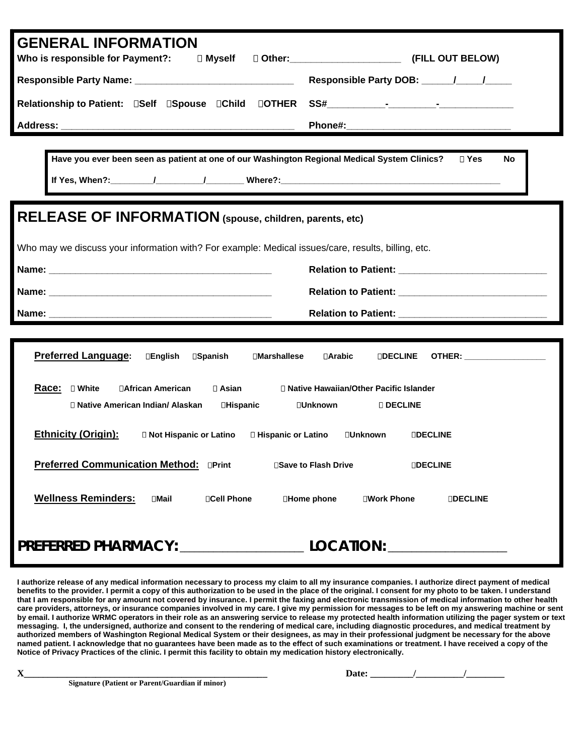## GENERAL INFORMATION

**Who is responsible for Payment?: ☐ Myself ☐ Other:_____________________ (FILL OUT BELOW)**

**Responsible Party Name: ______________________________ Responsible Party DOB: ______/_____/_____**

**Relationship to Patient: ☐Self ☐Spouse ☐Child ☐OTHER SS#___________-_________-______________**

**Address: ______________________________________________ Phone#:_______________________________**

**Have you ever been seen as patient at one of our Washington Regional Medical System Clinics? ☐ Yes No**

**If Yes, When?:_________/__________/________ Where?:_____________________________________________**

## RELEASE OF INFORMATION **(spouse, children, parents, etc)**

Who may we discuss your information with? For example: Medical issues/care, results, billing, etc.

**Name: ____________________________________________ Relation to Patient: ____________________________**

**Name: ____________________________________________ Relation to Patient: ____________________________**

**Name: ____________________________________________ Relation to Patient: ____________________________**

**Preferred Language: ☐English ☐Spanish ☐Marshallese ☐Arabic ☐DECLINE OTHER: _________________**

**Race: ☐ White ☐African American ☐ Asian ☐ Native Hawaiian/Other Pacific Islander**
**☐ Native American Indian/ Alaskan ☐Hispanic ☐Unknown ☐ DECLINE**

**Ethnicity (Origin): ☐ Not Hispanic or Latino ☐ Hispanic or Latino ☐Unknown ☐DECLINE**

**Preferred Communication Method: ☐Print ☐Save to Flash Drive ☐DECLINE**

**Wellness Reminders: ☐Mail ☐Cell Phone ☐Home phone ☐Work Phone ☐DECLINE**

**PREFERRED PHARMACY:___________________ LOCATION:__________________**

**I authorize release of any medical information necessary to process my claim to all my insurance companies. I authorize direct payment of medical benefits to the provider. I permit a copy of this authorization to be used in the place of the original. I consent for my photo to be taken. I understand that I am responsible for any amount not covered by insurance. I permit the faxing and electronic transmission of medical information to other health care providers, attorneys, or insurance companies involved in my care. I give my permission for messages to be left on my answering machine or sent by email. I authorize WRMC operators in their role as an answering service to release my protected health information utilizing the pager system or text messaging. I, the undersigned, authorize and consent to the rendering of medical care, including diagnostic procedures, and medical treatment by authorized members of Washington Regional Medical System or their designees, as may in their professional judgment be necessary for the above named patient. I acknowledge that no guarantees have been made as to the effect of such examinations or treatment. I have received a copy of the Notice of Privacy Practices of the clinic. I permit this facility to obtain my medication history electronically.**

**X________________________________________________________ Date: _________/__________/________**
**Signature (Patient or Parent/Guardian if minor)**